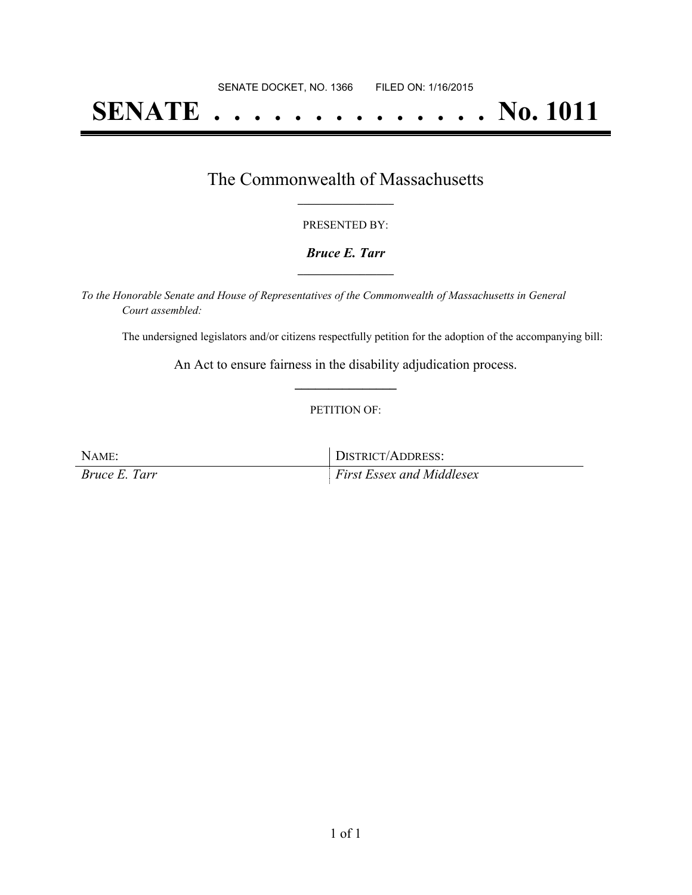SENATE DOCKET, NO. 1366        FILED ON: 1/16/2015

# SENATE . . . . . . . . . . . . . . No. 1011

## The Commonwealth of Massachusetts

PRESENTED BY:

***Bruce E. Tarr***

*To the Honorable Senate and House of Representatives of the Commonwealth of Massachusetts in General Court assembled:*

The undersigned legislators and/or citizens respectfully petition for the adoption of the accompanying bill:

An Act to ensure fairness in the disability adjudication process.

PETITION OF:

| NAME: | DISTRICT/ADDRESS: |
| --- | --- |
| *Bruce E. Tarr* | *First Essex and Middlesex* |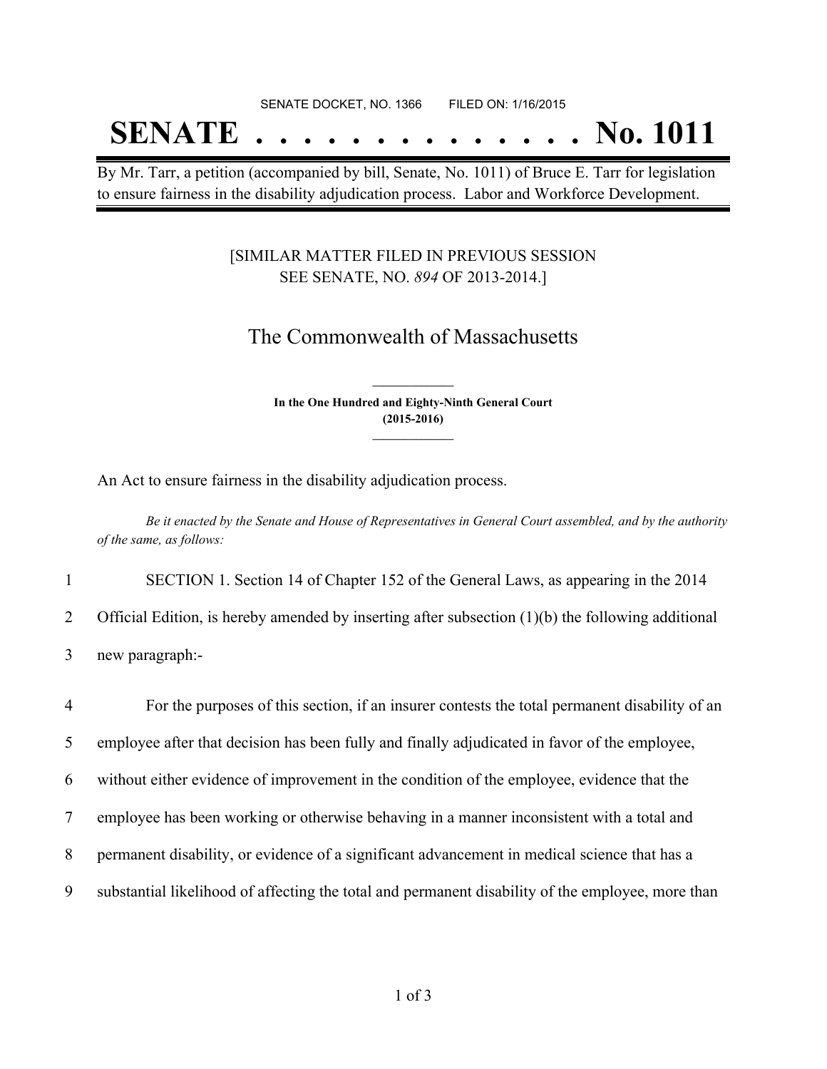SENATE DOCKET, NO. 1366 FILED ON: 1/16/2015

# SENATE . . . . . . . . . . . . . . No. 1011

By Mr. Tarr, a petition (accompanied by bill, Senate, No. 1011) of Bruce E. Tarr for legislation to ensure fairness in the disability adjudication process. Labor and Workforce Development.

[SIMILAR MATTER FILED IN PREVIOUS SESSION SEE SENATE, NO. *894* OF 2013-2014.]

## The Commonwealth of Massachusetts

**In the One Hundred and Eighty-Ninth General Court (2015-2016)**

An Act to ensure fairness in the disability adjudication process.

*Be it enacted by the Senate and House of Representatives in General Court assembled, and by the authority of the same, as follows:*

1 SECTION 1. Section 14 of Chapter 152 of the General Laws, as appearing in the 2014
2 Official Edition, is hereby amended by inserting after subsection (1)(b) the following additional
3 new paragraph:-

4 For the purposes of this section, if an insurer contests the total permanent disability of an
5 employee after that decision has been fully and finally adjudicated in favor of the employee,
6 without either evidence of improvement in the condition of the employee, evidence that the
7 employee has been working or otherwise behaving in a manner inconsistent with a total and
8 permanent disability, or evidence of a significant advancement in medical science that has a
9 substantial likelihood of affecting the total and permanent disability of the employee, more than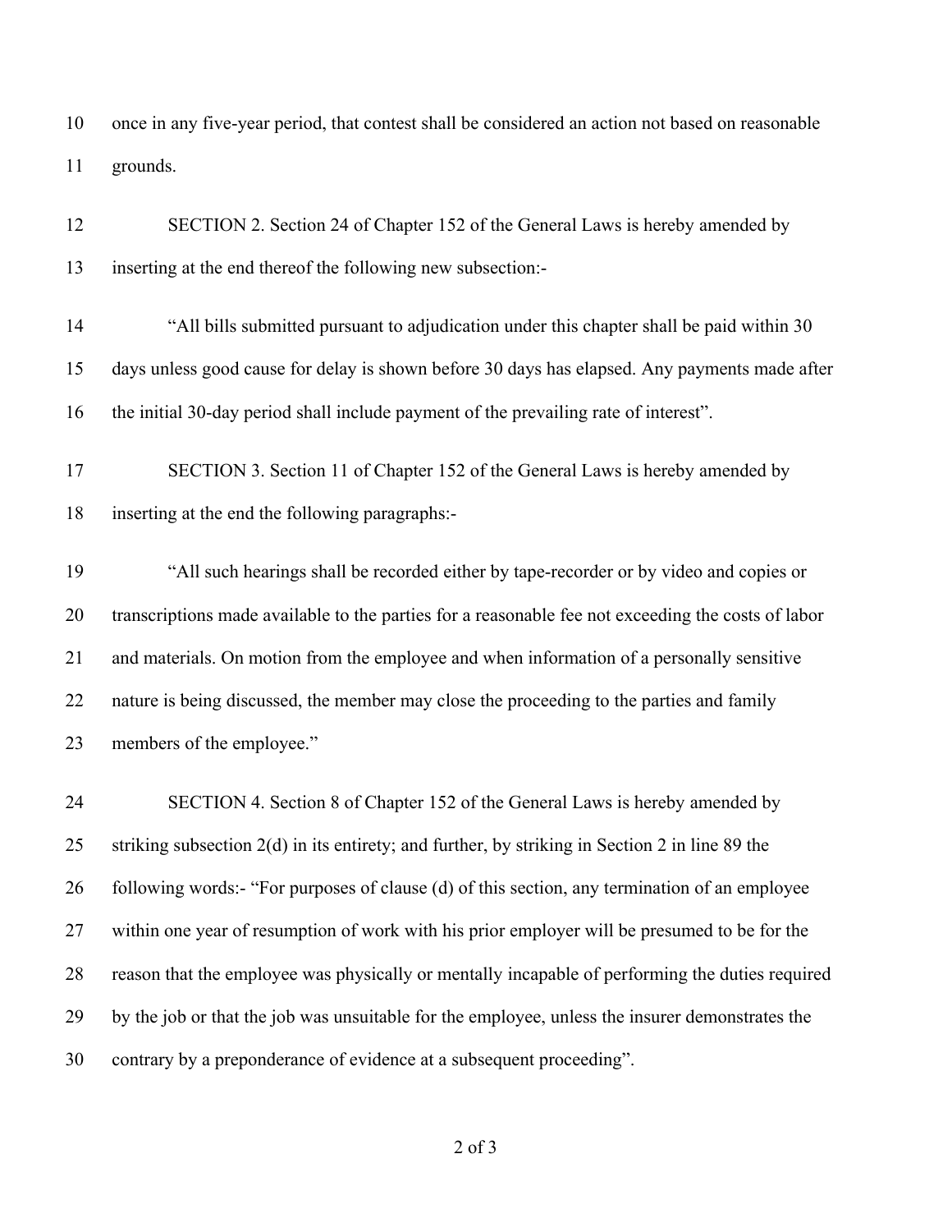once in any five-year period, that contest shall be considered an action not based on reasonable grounds.

SECTION 2. Section 24 of Chapter 152 of the General Laws is hereby amended by inserting at the end thereof the following new subsection:-

"All bills submitted pursuant to adjudication under this chapter shall be paid within 30 days unless good cause for delay is shown before 30 days has elapsed. Any payments made after the initial 30-day period shall include payment of the prevailing rate of interest".

SECTION 3. Section 11 of Chapter 152 of the General Laws is hereby amended by inserting at the end the following paragraphs:-

"All such hearings shall be recorded either by tape-recorder or by video and copies or transcriptions made available to the parties for a reasonable fee not exceeding the costs of labor and materials. On motion from the employee and when information of a personally sensitive nature is being discussed, the member may close the proceeding to the parties and family members of the employee."

SECTION 4. Section 8 of Chapter 152 of the General Laws is hereby amended by striking subsection 2(d) in its entirety; and further, by striking in Section 2 in line 89 the following words:- "For purposes of clause (d) of this section, any termination of an employee within one year of resumption of work with his prior employer will be presumed to be for the reason that the employee was physically or mentally incapable of performing the duties required by the job or that the job was unsuitable for the employee, unless the insurer demonstrates the contrary by a preponderance of evidence at a subsequent proceeding".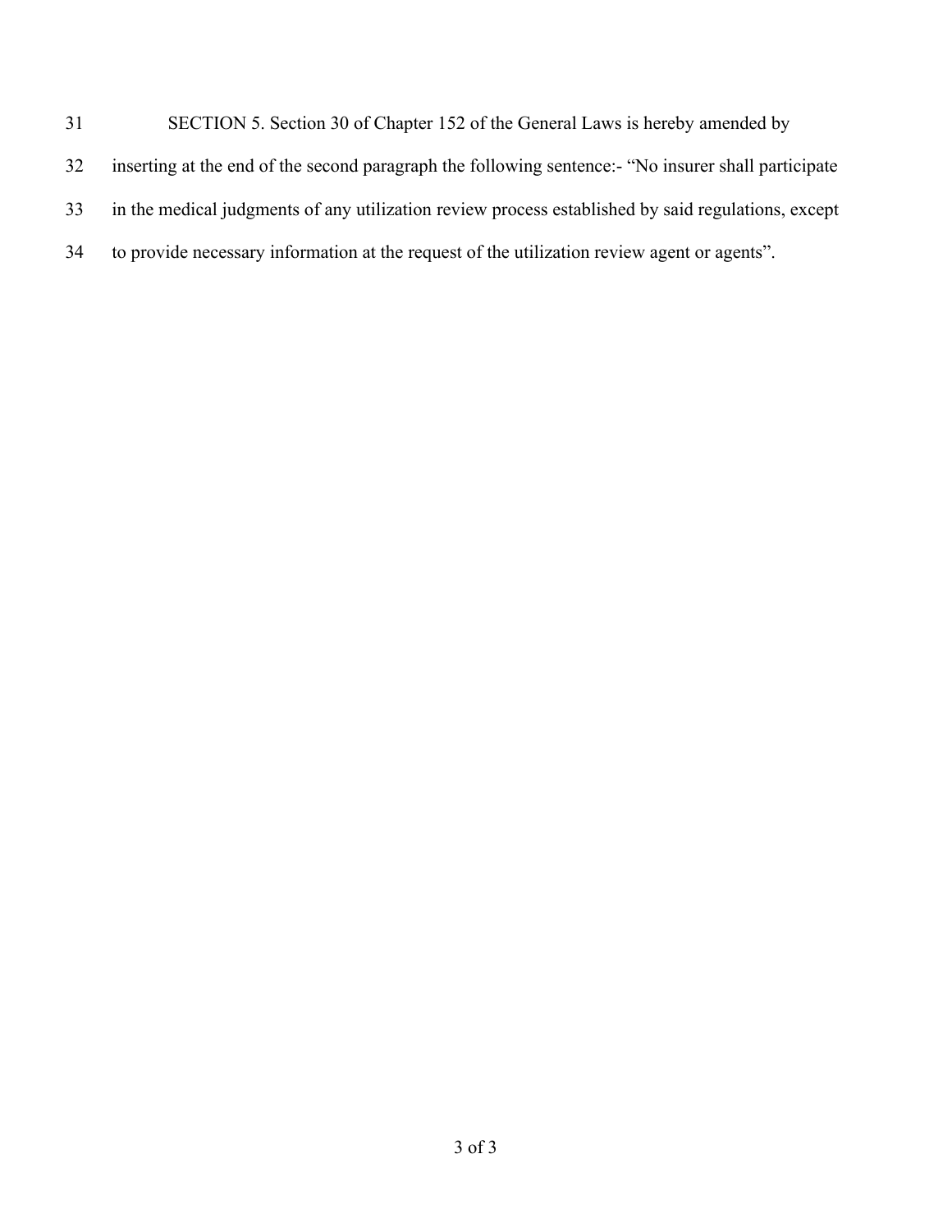SECTION 5. Section 30 of Chapter 152 of the General Laws is hereby amended by inserting at the end of the second paragraph the following sentence:- "No insurer shall participate in the medical judgments of any utilization review process established by said regulations, except to provide necessary information at the request of the utilization review agent or agents".